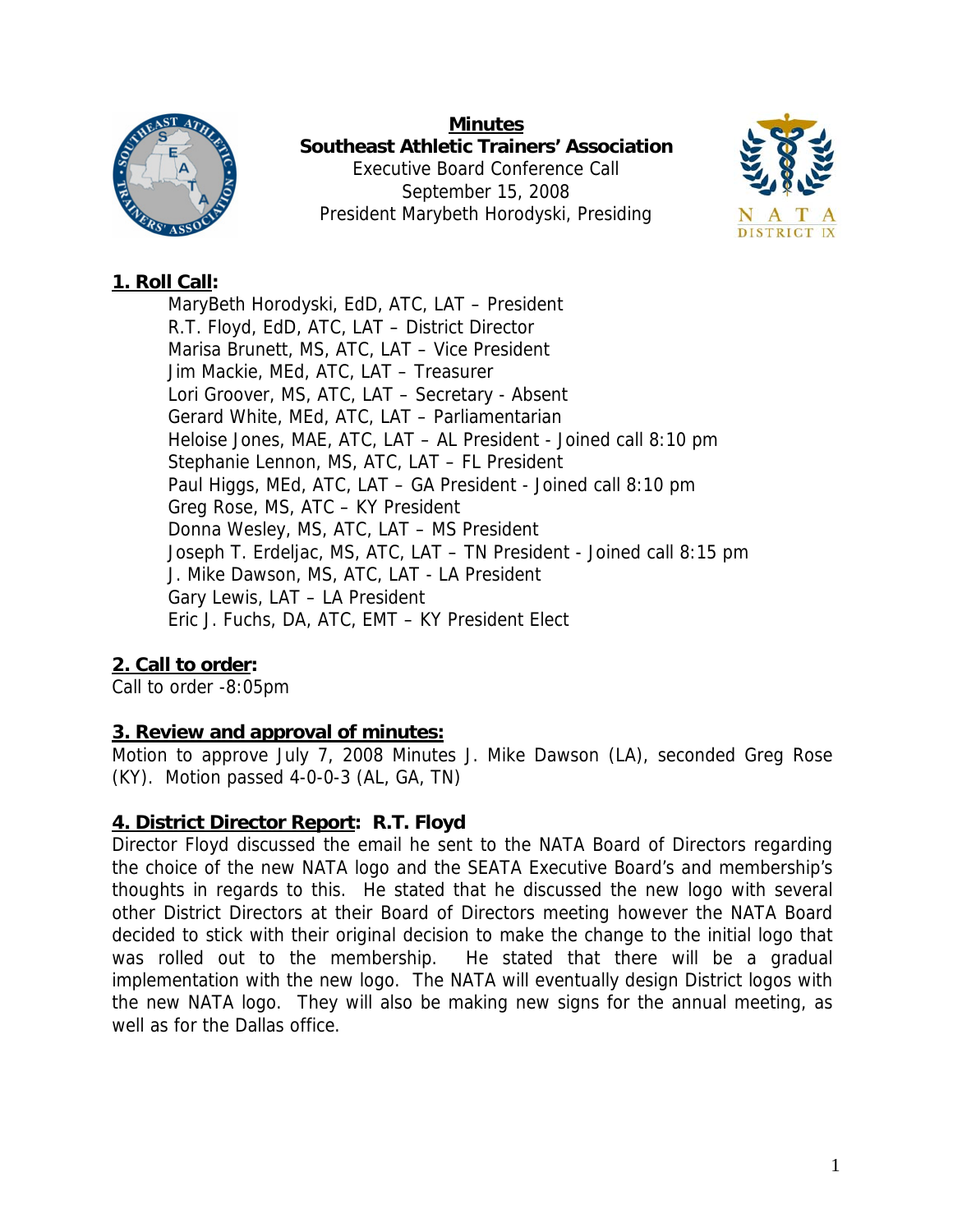**Minutes**
**Southeast Athletic Trainers' Association**
Executive Board Conference Call
September 15, 2008
President Marybeth Horodyski, Presiding

## 1. Roll Call:

MaryBeth Horodyski, EdD, ATC, LAT – President
R.T. Floyd, EdD, ATC, LAT – District Director
Marisa Brunett, MS, ATC, LAT – Vice President
Jim Mackie, MEd, ATC, LAT – Treasurer
Lori Groover, MS, ATC, LAT – Secretary - Absent
Gerard White, MEd, ATC, LAT – Parliamentarian
Heloise Jones, MAE, ATC, LAT – AL President - Joined call 8:10 pm
Stephanie Lennon, MS, ATC, LAT – FL President
Paul Higgs, MEd, ATC, LAT – GA President - Joined call 8:10 pm
Greg Rose, MS, ATC – KY President
Donna Wesley, MS, ATC, LAT – MS President
Joseph T. Erdeljac, MS, ATC, LAT – TN President - Joined call 8:15 pm
J. Mike Dawson, MS, ATC, LAT - LA President
Gary Lewis, LAT – LA President
Eric J. Fuchs, DA, ATC, EMT – KY President Elect

## 2. Call to order:

Call to order -8:05pm

## 3. Review and approval of minutes:

Motion to approve July 7, 2008 Minutes J. Mike Dawson (LA), seconded Greg Rose (KY). Motion passed 4-0-0-3 (AL, GA, TN)

## 4. District Director Report: R.T. Floyd

Director Floyd discussed the email he sent to the NATA Board of Directors regarding the choice of the new NATA logo and the SEATA Executive Board's and membership's thoughts in regards to this. He stated that he discussed the new logo with several other District Directors at their Board of Directors meeting however the NATA Board decided to stick with their original decision to make the change to the initial logo that was rolled out to the membership. He stated that there will be a gradual implementation with the new logo. The NATA will eventually design District logos with the new NATA logo. They will also be making new signs for the annual meeting, as well as for the Dallas office.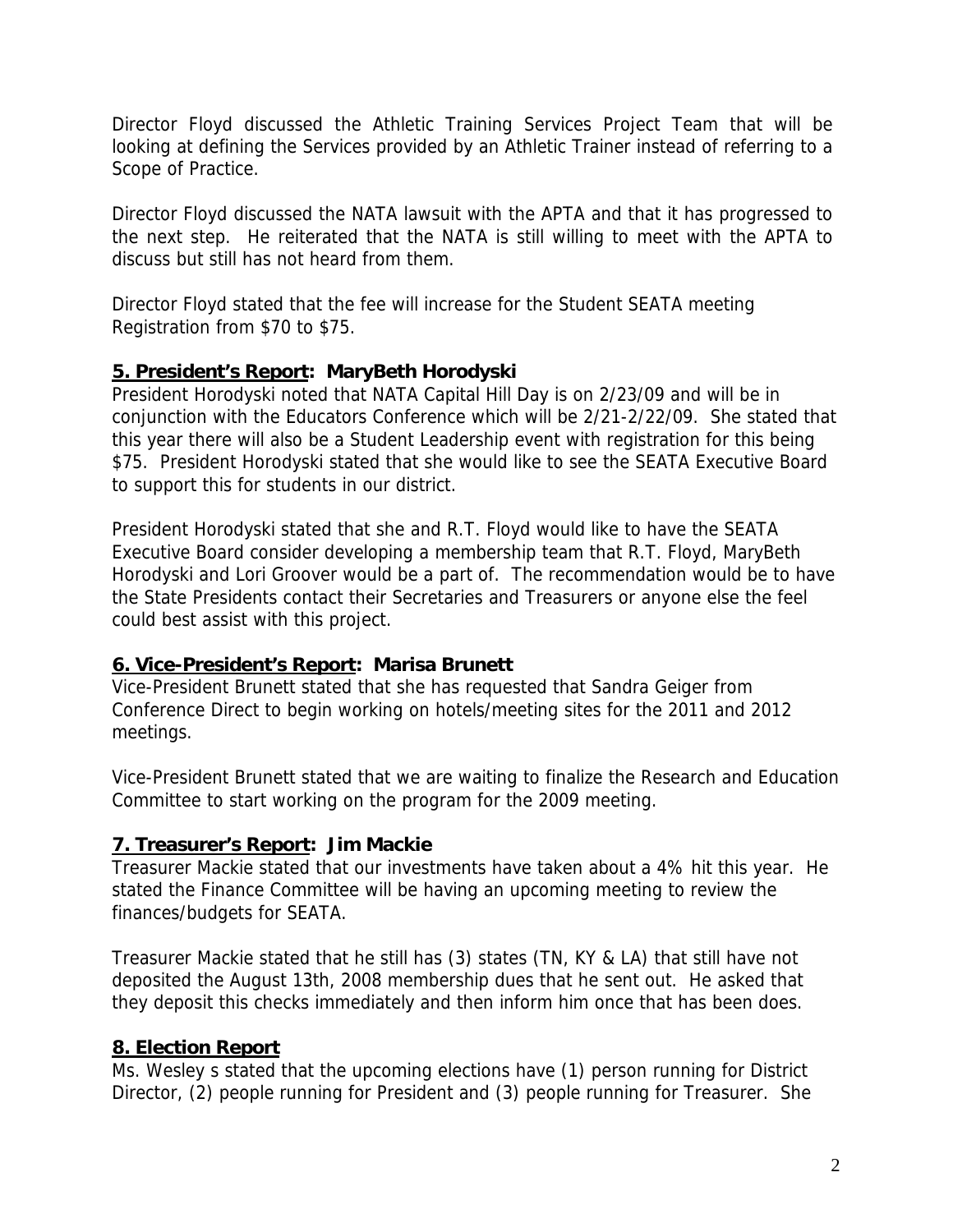Director Floyd discussed the Athletic Training Services Project Team that will be looking at defining the Services provided by an Athletic Trainer instead of referring to a Scope of Practice.

Director Floyd discussed the NATA lawsuit with the APTA and that it has progressed to the next step. He reiterated that the NATA is still willing to meet with the APTA to discuss but still has not heard from them.

Director Floyd stated that the fee will increase for the Student SEATA meeting Registration from $70 to $75.

## 5. President's Report: MaryBeth Horodyski

President Horodyski noted that NATA Capital Hill Day is on 2/23/09 and will be in conjunction with the Educators Conference which will be 2/21-2/22/09. She stated that this year there will also be a Student Leadership event with registration for this being $75. President Horodyski stated that she would like to see the SEATA Executive Board to support this for students in our district.

President Horodyski stated that she and R.T. Floyd would like to have the SEATA Executive Board consider developing a membership team that R.T. Floyd, MaryBeth Horodyski and Lori Groover would be a part of. The recommendation would be to have the State Presidents contact their Secretaries and Treasurers or anyone else the feel could best assist with this project.

## 6. Vice-President's Report: Marisa Brunett

Vice-President Brunett stated that she has requested that Sandra Geiger from Conference Direct to begin working on hotels/meeting sites for the 2011 and 2012 meetings.

Vice-President Brunett stated that we are waiting to finalize the Research and Education Committee to start working on the program for the 2009 meeting.

## 7. Treasurer's Report: Jim Mackie

Treasurer Mackie stated that our investments have taken about a 4% hit this year. He stated the Finance Committee will be having an upcoming meeting to review the finances/budgets for SEATA.

Treasurer Mackie stated that he still has (3) states (TN, KY & LA) that still have not deposited the August 13th, 2008 membership dues that he sent out. He asked that they deposit this checks immediately and then inform him once that has been does.

## 8. Election Report

Ms. Wesley s stated that the upcoming elections have (1) person running for District Director, (2) people running for President and (3) people running for Treasurer. She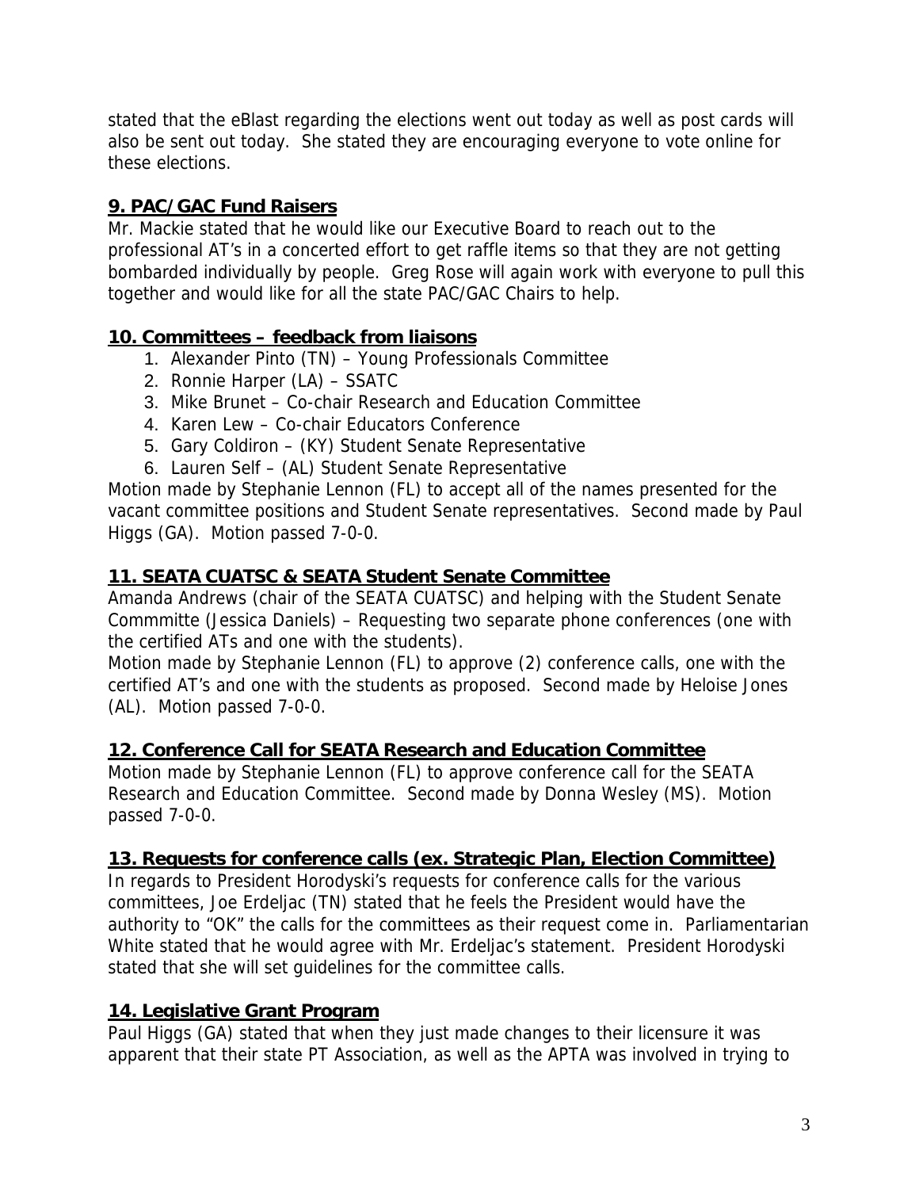stated that the eBlast regarding the elections went out today as well as post cards will also be sent out today. She stated they are encouraging everyone to vote online for these elections.

## 9. PAC/GAC Fund Raisers

Mr. Mackie stated that he would like our Executive Board to reach out to the professional AT's in a concerted effort to get raffle items so that they are not getting bombarded individually by people. Greg Rose will again work with everyone to pull this together and would like for all the state PAC/GAC Chairs to help.

## 10. Committees – feedback from liaisons

1. Alexander Pinto (TN) – Young Professionals Committee
2. Ronnie Harper (LA) – SSATC
3. Mike Brunet – Co-chair Research and Education Committee
4. Karen Lew – Co-chair Educators Conference
5. Gary Coldiron – (KY) Student Senate Representative
6. Lauren Self – (AL) Student Senate Representative

Motion made by Stephanie Lennon (FL) to accept all of the names presented for the vacant committee positions and Student Senate representatives. Second made by Paul Higgs (GA). Motion passed 7-0-0.

## 11. SEATA CUATSC & SEATA Student Senate Committee

Amanda Andrews (chair of the SEATA CUATSC) and helping with the Student Senate Commmitte (Jessica Daniels) – Requesting two separate phone conferences (one with the certified ATs and one with the students).

Motion made by Stephanie Lennon (FL) to approve (2) conference calls, one with the certified AT's and one with the students as proposed. Second made by Heloise Jones (AL). Motion passed 7-0-0.

## 12. Conference Call for SEATA Research and Education Committee

Motion made by Stephanie Lennon (FL) to approve conference call for the SEATA Research and Education Committee. Second made by Donna Wesley (MS). Motion passed 7-0-0.

## 13. Requests for conference calls (ex. Strategic Plan, Election Committee)

In regards to President Horodyski's requests for conference calls for the various committees, Joe Erdeljac (TN) stated that he feels the President would have the authority to "OK" the calls for the committees as their request come in. Parliamentarian White stated that he would agree with Mr. Erdeljac's statement. President Horodyski stated that she will set guidelines for the committee calls.

## 14. Legislative Grant Program

Paul Higgs (GA) stated that when they just made changes to their licensure it was apparent that their state PT Association, as well as the APTA was involved in trying to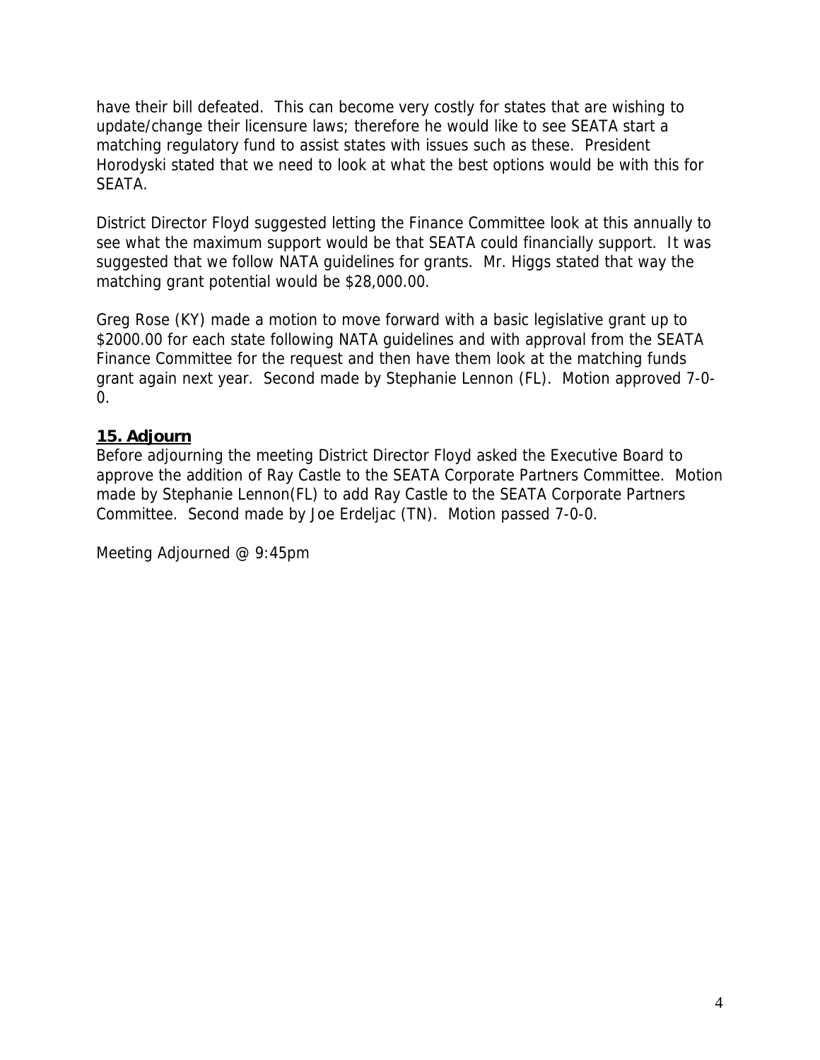have their bill defeated. This can become very costly for states that are wishing to update/change their licensure laws; therefore he would like to see SEATA start a matching regulatory fund to assist states with issues such as these. President Horodyski stated that we need to look at what the best options would be with this for SEATA.

District Director Floyd suggested letting the Finance Committee look at this annually to see what the maximum support would be that SEATA could financially support. It was suggested that we follow NATA guidelines for grants. Mr. Higgs stated that way the matching grant potential would be $28,000.00.

Greg Rose (KY) made a motion to move forward with a basic legislative grant up to $2000.00 for each state following NATA guidelines and with approval from the SEATA Finance Committee for the request and then have them look at the matching funds grant again next year. Second made by Stephanie Lennon (FL). Motion approved 7-0-0.

## 15. Adjourn

Before adjourning the meeting District Director Floyd asked the Executive Board to approve the addition of Ray Castle to the SEATA Corporate Partners Committee. Motion made by Stephanie Lennon(FL) to add Ray Castle to the SEATA Corporate Partners Committee. Second made by Joe Erdeljac (TN). Motion passed 7-0-0.

Meeting Adjourned @ 9:45pm